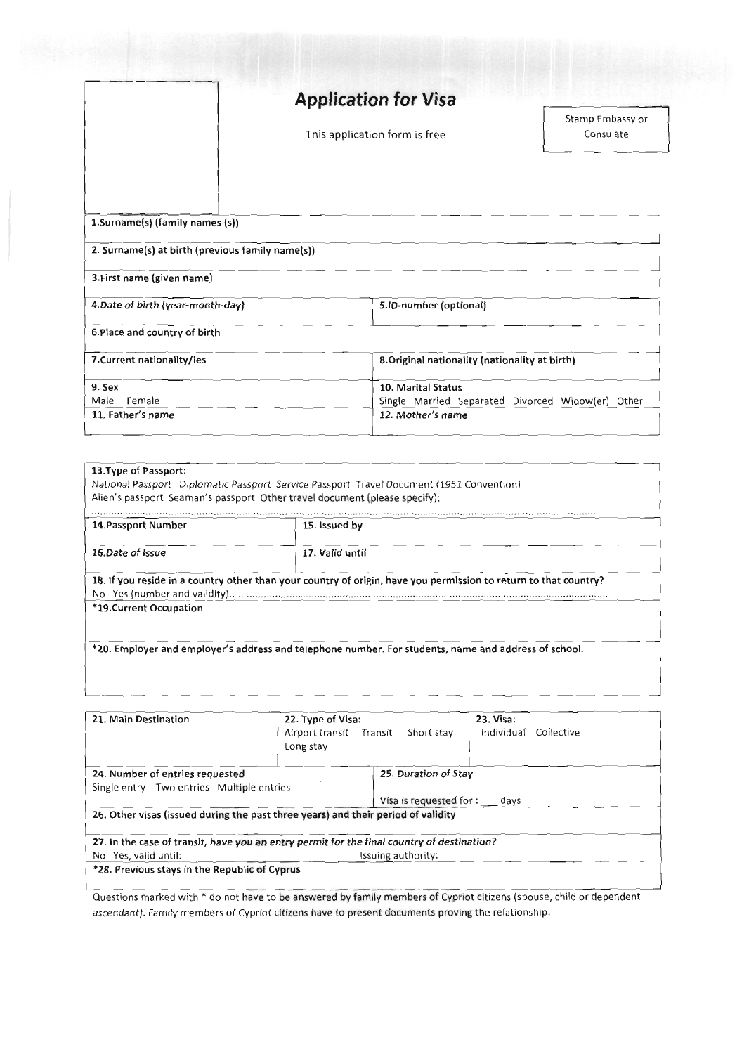# Application for Visa

This application form is free

Stamp Embassy or Consulate

**1.Surname(s) (family names (s))**

**2. Surname(s) at birth (previous family name(s))**

**3.First name (given name)**

| *4.Date of birth (year-month-day)* | 5.ID-number (optional) |
|---|---|
| **6.Place and country of birth** | |
| 7.Current nationality/ies | 8.Original nationality (nationality at birth) |
| 9. Sex<br>Male Female | 10. Marital Status<br>Single Married Separated Divorced Widow(er) Other |
| 11. Father's name | *12. Mother's name* |

**13.Type of Passport:**
*National Passport Diplomatic Passport Service Passport Travel Document (1951 Convention)*
Alien's passport Seaman's passport Other travel document (please specify):
.......................................................................................................................................................

| 14.Passport Number | 15. Issued by |
|---|---|
| *16.Date of Issue* | 17. Valid until |

**18. If you reside in a country other than your country of origin, have you permission to return to that country?**
No Yes (number and validity).......................................................................................................................

***19.Current Occupation**

***20. Employer and employer's address and telephone number. For students, name and address of school.**

| 21. Main Destination | 22. Type of Visa:<br>Airport transit Transit Short stay<br>Long stay | 23. Visa:<br>Individual Collective |
|---|---|---|
| 24. Number of entries requested<br>Single entry Two entries Multiple entries | *25. Duration of Stay*<br>Visa is requested for : ___ days | |

**26. Other visas (issued during the past three years) and their period of validity**

*27. In the case of transit, have you an entry permit for the final country of destination?*
No Yes, valid until: Issuing authority:

***28. Previous stays in the Republic of Cyprus**

Questions marked with * do not have to be answered by family members of Cypriot citizens (spouse, child or dependent ascendant). Family members of Cypriot citizens have to present documents proving the relationship.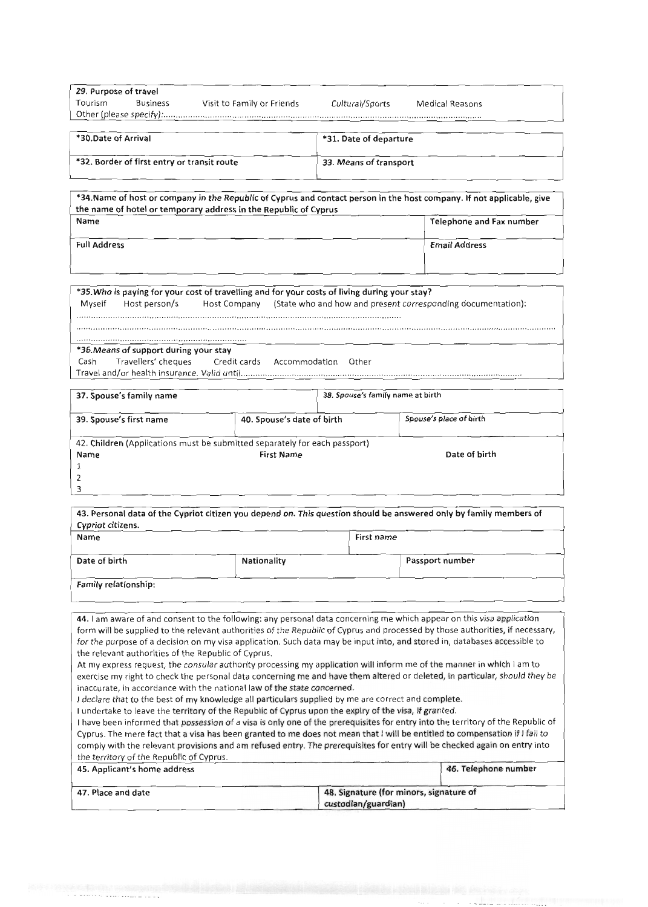| 29. Purpose of travel |
| --- |
| Tourism    Business    Visit to Family or Friends    Cultural/Sports    Medical Reasons |
| Other (please specify):........................................................................................................................................ |

| | |
| --- | --- |
| *30.Date of Arrival | *31. Date of departure |
| *32. Border of first entry or transit route | 33. Means of transport |

| *34.Name of host or company in the Republic of Cyprus and contact person in the host company. If not applicable, give the name of hotel or temporary address in the Republic of Cyprus | |
| --- | --- |
| Name | Telephone and Fax number |
| Full Address | Email Address |

| *35.Who is paying for your cost of travelling and for your costs of living during your stay? |
| --- |
| Myself    Host person/s    Host Company    (State who and how and present corresponding documentation): |
| ............................................................................................................................................ |
| ............................................................................................................................................ |
| *36.Means of support during your stay |
| Cash    Travellers' cheques    Credit cards    Accommodation    Other |
| Travel and/or health insurance. Valid until.................................................................................................. |

| | | |
| --- | --- | --- |
| 37. Spouse's family name | | 38. Spouse's family name at birth |
| 39. Spouse's first name | 40. Spouse's date of birth | Spouse's place of birth |

| 42. Children (Applications must be submitted separately for each passport) | | |
| --- | --- | --- |
| Name | First Name | Date of birth |
| 1 | | |
| 2 | | |
| 3 | | |

| 43. Personal data of the Cypriot citizen you depend on. This question should be answered only by family members of Cypriot citizens. | | |
| --- | --- | --- |
| Name | | First name |
| Date of birth | Nationality | Passport number |
| Family relationship: | | |

44. I am aware of and consent to the following: any personal data concerning me which appear on this visa application form will be supplied to the relevant authorities of the Republic of Cyprus and processed by those authorities, if necessary, for the purpose of a decision on my visa application. Such data may be input into, and stored in, databases accessible to the relevant authorities of the Republic of Cyprus.

At my express request, the consular authority processing my application will inform me of the manner in which I am to exercise my right to check the personal data concerning me and have them altered or deleted, in particular, should they be inaccurate, in accordance with the national law of the state concerned.

I declare that to the best of my knowledge all particulars supplied by me are correct and complete.

I undertake to leave the territory of the Republic of Cyprus upon the expiry of the visa, if granted.

I have been informed that possession of a visa is only one of the prerequisites for entry into the territory of the Republic of Cyprus. The mere fact that a visa has been granted to me does not mean that I will be entitled to compensation if I fail to comply with the relevant provisions and am refused entry. The prerequisites for entry will be checked again on entry into the territory of the Republic of Cyprus.

| | |
| --- | --- |
| 45. Applicant's home address | 46. Telephone number |
| 47. Place and date | 48. Signature (for minors, signature of custodian/guardian) |